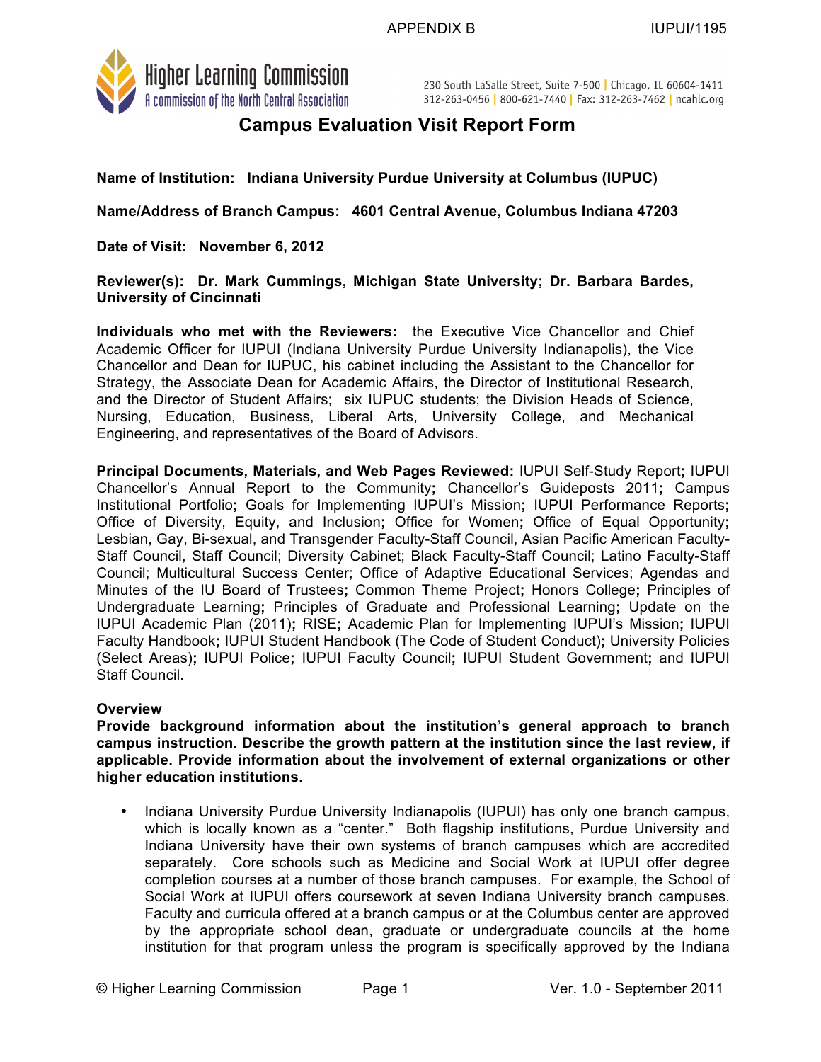APPENDIX B IUPUI/1195

Higher Learning Commission
A commission of the North Central Association

230 South LaSalle Street, Suite 7-500 | Chicago, IL 60604-1411
312-263-0456 | 800-621-7440 | Fax: 312-263-7462 | ncahlc.org

# Campus Evaluation Visit Report Form

**Name of Institution: Indiana University Purdue University at Columbus (IUPUC)**

**Name/Address of Branch Campus: 4601 Central Avenue, Columbus Indiana 47203**

**Date of Visit: November 6, 2012**

**Reviewer(s): Dr. Mark Cummings, Michigan State University; Dr. Barbara Bardes, University of Cincinnati**

**Individuals who met with the Reviewers:** the Executive Vice Chancellor and Chief Academic Officer for IUPUI (Indiana University Purdue University Indianapolis), the Vice Chancellor and Dean for IUPUC, his cabinet including the Assistant to the Chancellor for Strategy, the Associate Dean for Academic Affairs, the Director of Institutional Research, and the Director of Student Affairs; six IUPUC students; the Division Heads of Science, Nursing, Education, Business, Liberal Arts, University College, and Mechanical Engineering, and representatives of the Board of Advisors.

**Principal Documents, Materials, and Web Pages Reviewed:** IUPUI Self-Study Report**;** IUPUI Chancellor's Annual Report to the Community**;** Chancellor's Guideposts 2011**;** Campus Institutional Portfolio**;** Goals for Implementing IUPUI's Mission**;** IUPUI Performance Reports**;** Office of Diversity, Equity, and Inclusion**;** Office for Women**;** Office of Equal Opportunity**;** Lesbian, Gay, Bi-sexual, and Transgender Faculty-Staff Council, Asian Pacific American Faculty-Staff Council, Staff Council; Diversity Cabinet; Black Faculty-Staff Council; Latino Faculty-Staff Council; Multicultural Success Center; Office of Adaptive Educational Services; Agendas and Minutes of the IU Board of Trustees**;** Common Theme Project**;** Honors College**;** Principles of Undergraduate Learning**;** Principles of Graduate and Professional Learning**;** Update on the IUPUI Academic Plan (2011)**;** RISE**;** Academic Plan for Implementing IUPUI's Mission**;** IUPUI Faculty Handbook**;** IUPUI Student Handbook (The Code of Student Conduct)**;** University Policies (Select Areas)**;** IUPUI Police**;** IUPUI Faculty Council**;** IUPUI Student Government**;** and IUPUI Staff Council.

## Overview

**Provide background information about the institution's general approach to branch campus instruction. Describe the growth pattern at the institution since the last review, if applicable. Provide information about the involvement of external organizations or other higher education institutions.**

- Indiana University Purdue University Indianapolis (IUPUI) has only one branch campus, which is locally known as a "center." Both flagship institutions, Purdue University and Indiana University have their own systems of branch campuses which are accredited separately. Core schools such as Medicine and Social Work at IUPUI offer degree completion courses at a number of those branch campuses. For example, the School of Social Work at IUPUI offers coursework at seven Indiana University branch campuses. Faculty and curricula offered at a branch campus or at the Columbus center are approved by the appropriate school dean, graduate or undergraduate councils at the home institution for that program unless the program is specifically approved by the Indiana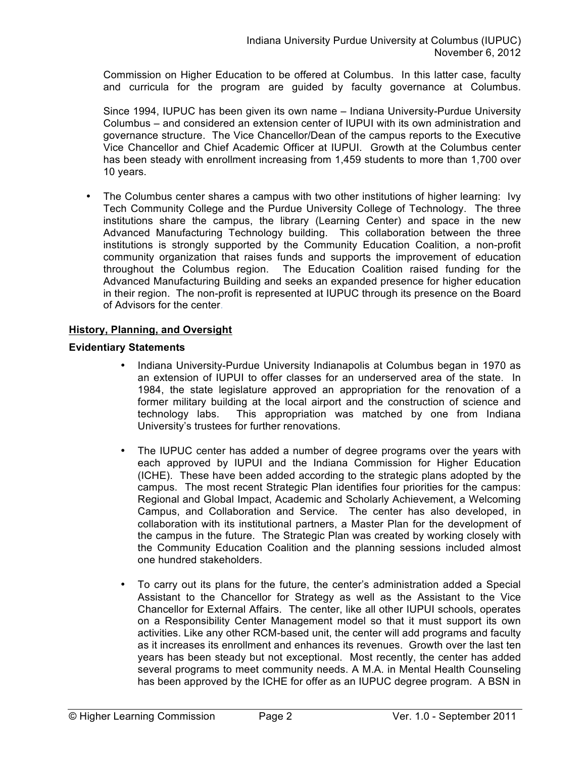Commission on Higher Education to be offered at Columbus. In this latter case, faculty and curricula for the program are guided by faculty governance at Columbus.

Since 1994, IUPUC has been given its own name – Indiana University-Purdue University Columbus – and considered an extension center of IUPUI with its own administration and governance structure. The Vice Chancellor/Dean of the campus reports to the Executive Vice Chancellor and Chief Academic Officer at IUPUI. Growth at the Columbus center has been steady with enrollment increasing from 1,459 students to more than 1,700 over 10 years.

- The Columbus center shares a campus with two other institutions of higher learning: Ivy Tech Community College and the Purdue University College of Technology. The three institutions share the campus, the library (Learning Center) and space in the new Advanced Manufacturing Technology building. This collaboration between the three institutions is strongly supported by the Community Education Coalition, a non-profit community organization that raises funds and supports the improvement of education throughout the Columbus region. The Education Coalition raised funding for the Advanced Manufacturing Building and seeks an expanded presence for higher education in their region. The non-profit is represented at IUPUC through its presence on the Board of Advisors for the center.

## History, Planning, and Oversight

**Evidentiary Statements**

- Indiana University-Purdue University Indianapolis at Columbus began in 1970 as an extension of IUPUI to offer classes for an underserved area of the state. In 1984, the state legislature approved an appropriation for the renovation of a former military building at the local airport and the construction of science and technology labs. This appropriation was matched by one from Indiana University's trustees for further renovations.

- The IUPUC center has added a number of degree programs over the years with each approved by IUPUI and the Indiana Commission for Higher Education (ICHE). These have been added according to the strategic plans adopted by the campus. The most recent Strategic Plan identifies four priorities for the campus: Regional and Global Impact, Academic and Scholarly Achievement, a Welcoming Campus, and Collaboration and Service. The center has also developed, in collaboration with its institutional partners, a Master Plan for the development of the campus in the future. The Strategic Plan was created by working closely with the Community Education Coalition and the planning sessions included almost one hundred stakeholders.

- To carry out its plans for the future, the center's administration added a Special Assistant to the Chancellor for Strategy as well as the Assistant to the Vice Chancellor for External Affairs. The center, like all other IUPUI schools, operates on a Responsibility Center Management model so that it must support its own activities. Like any other RCM-based unit, the center will add programs and faculty as it increases its enrollment and enhances its revenues. Growth over the last ten years has been steady but not exceptional. Most recently, the center has added several programs to meet community needs. A M.A. in Mental Health Counseling has been approved by the ICHE for offer as an IUPUC degree program. A BSN in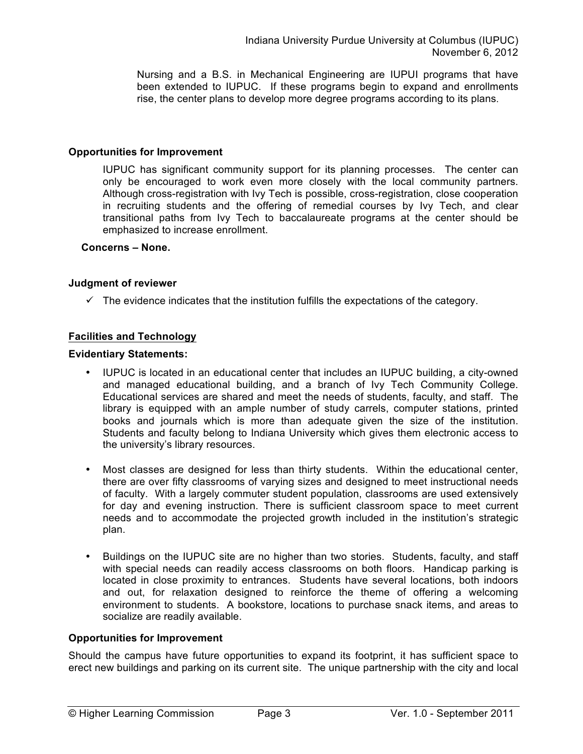Nursing and a B.S. in Mechanical Engineering are IUPUI programs that have been extended to IUPUC. If these programs begin to expand and enrollments rise, the center plans to develop more degree programs according to its plans.

**Opportunities for Improvement**

IUPUC has significant community support for its planning processes. The center can only be encouraged to work even more closely with the local community partners. Although cross-registration with Ivy Tech is possible, cross-registration, close cooperation in recruiting students and the offering of remedial courses by Ivy Tech, and clear transitional paths from Ivy Tech to baccalaureate programs at the center should be emphasized to increase enrollment.

**Concerns – None.**

**Judgment of reviewer**

- ✓ The evidence indicates that the institution fulfills the expectations of the category.

**Facilities and Technology**

**Evidentiary Statements:**

- IUPUC is located in an educational center that includes an IUPUC building, a city-owned and managed educational building, and a branch of Ivy Tech Community College. Educational services are shared and meet the needs of students, faculty, and staff. The library is equipped with an ample number of study carrels, computer stations, printed books and journals which is more than adequate given the size of the institution. Students and faculty belong to Indiana University which gives them electronic access to the university's library resources.

- Most classes are designed for less than thirty students. Within the educational center, there are over fifty classrooms of varying sizes and designed to meet instructional needs of faculty. With a largely commuter student population, classrooms are used extensively for day and evening instruction. There is sufficient classroom space to meet current needs and to accommodate the projected growth included in the institution's strategic plan.

- Buildings on the IUPUC site are no higher than two stories. Students, faculty, and staff with special needs can readily access classrooms on both floors. Handicap parking is located in close proximity to entrances. Students have several locations, both indoors and out, for relaxation designed to reinforce the theme of offering a welcoming environment to students. A bookstore, locations to purchase snack items, and areas to socialize are readily available.

**Opportunities for Improvement**

Should the campus have future opportunities to expand its footprint, it has sufficient space to erect new buildings and parking on its current site. The unique partnership with the city and local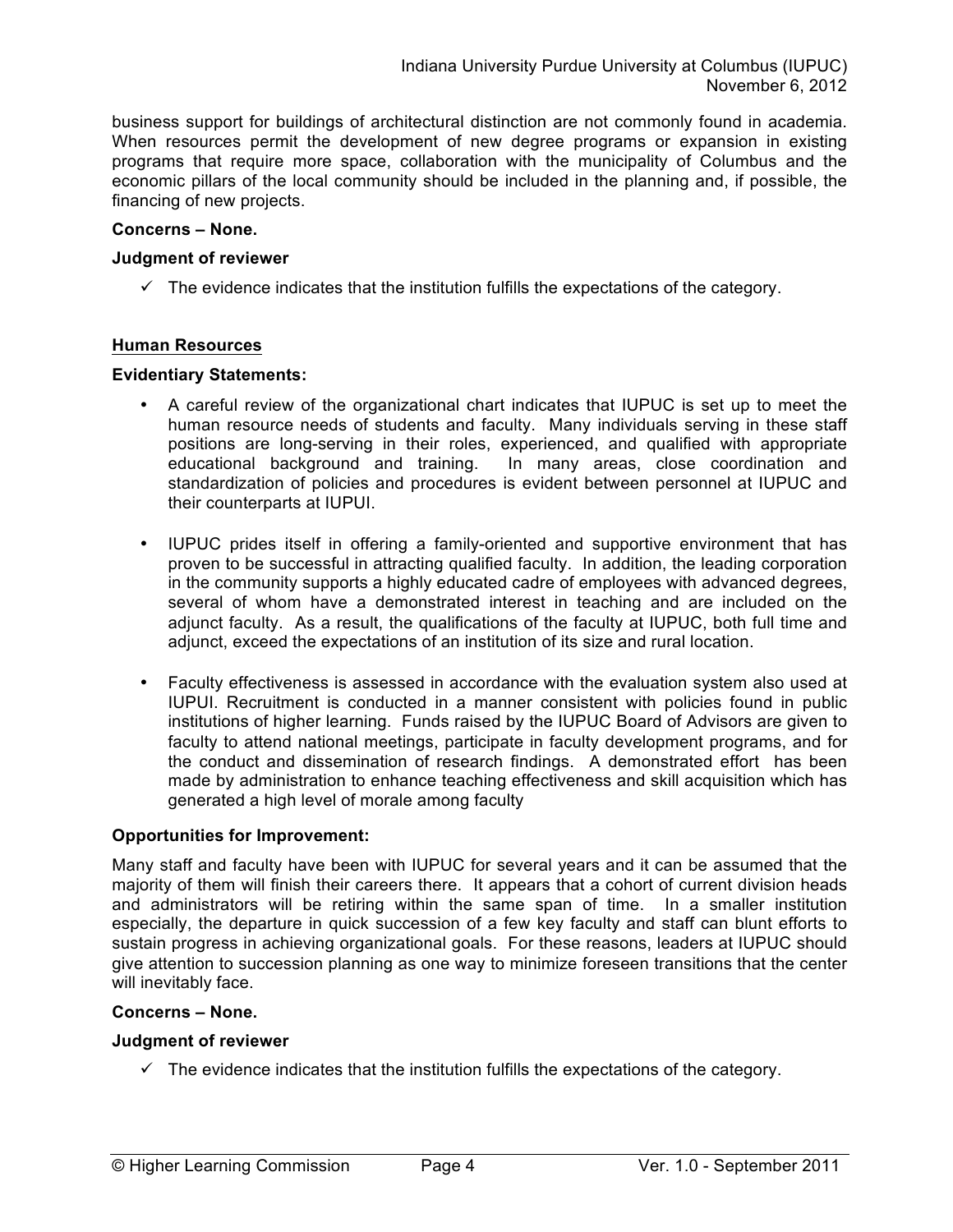business support for buildings of architectural distinction are not commonly found in academia. When resources permit the development of new degree programs or expansion in existing programs that require more space, collaboration with the municipality of Columbus and the economic pillars of the local community should be included in the planning and, if possible, the financing of new projects.

**Concerns – None.**

**Judgment of reviewer**

- ✓ The evidence indicates that the institution fulfills the expectations of the category.

## Human Resources

**Evidentiary Statements:**

- A careful review of the organizational chart indicates that IUPUC is set up to meet the human resource needs of students and faculty. Many individuals serving in these staff positions are long-serving in their roles, experienced, and qualified with appropriate educational background and training. In many areas, close coordination and standardization of policies and procedures is evident between personnel at IUPUC and their counterparts at IUPUI.

- IUPUC prides itself in offering a family-oriented and supportive environment that has proven to be successful in attracting qualified faculty. In addition, the leading corporation in the community supports a highly educated cadre of employees with advanced degrees, several of whom have a demonstrated interest in teaching and are included on the adjunct faculty. As a result, the qualifications of the faculty at IUPUC, both full time and adjunct, exceed the expectations of an institution of its size and rural location.

- Faculty effectiveness is assessed in accordance with the evaluation system also used at IUPUI. Recruitment is conducted in a manner consistent with policies found in public institutions of higher learning. Funds raised by the IUPUC Board of Advisors are given to faculty to attend national meetings, participate in faculty development programs, and for the conduct and dissemination of research findings. A demonstrated effort has been made by administration to enhance teaching effectiveness and skill acquisition which has generated a high level of morale among faculty

**Opportunities for Improvement:**

Many staff and faculty have been with IUPUC for several years and it can be assumed that the majority of them will finish their careers there. It appears that a cohort of current division heads and administrators will be retiring within the same span of time. In a smaller institution especially, the departure in quick succession of a few key faculty and staff can blunt efforts to sustain progress in achieving organizational goals. For these reasons, leaders at IUPUC should give attention to succession planning as one way to minimize foreseen transitions that the center will inevitably face.

**Concerns – None.**

**Judgment of reviewer**

- ✓ The evidence indicates that the institution fulfills the expectations of the category.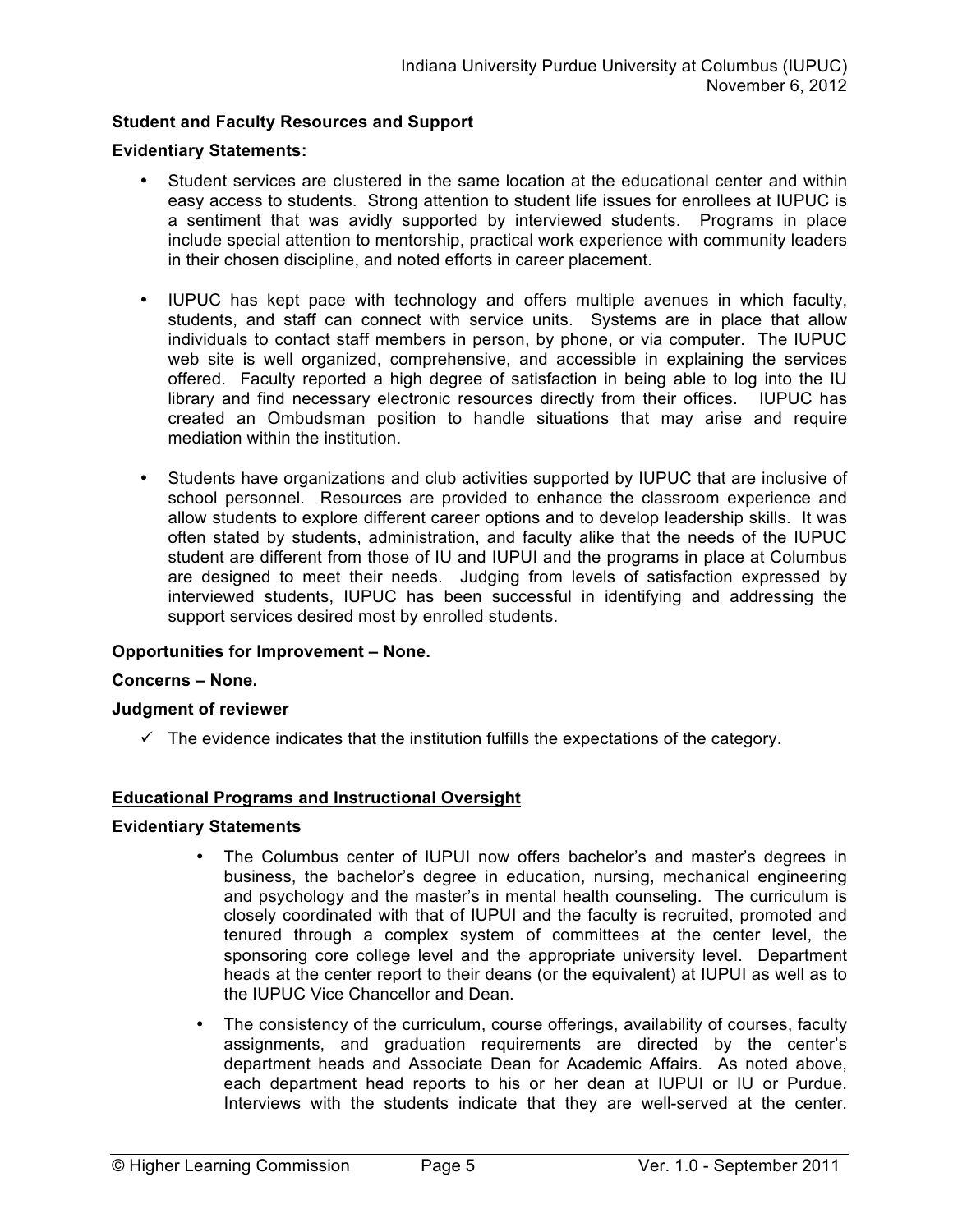## Student and Faculty Resources and Support

**Evidentiary Statements:**

- Student services are clustered in the same location at the educational center and within easy access to students. Strong attention to student life issues for enrollees at IUPUC is a sentiment that was avidly supported by interviewed students. Programs in place include special attention to mentorship, practical work experience with community leaders in their chosen discipline, and noted efforts in career placement.

- IUPUC has kept pace with technology and offers multiple avenues in which faculty, students, and staff can connect with service units. Systems are in place that allow individuals to contact staff members in person, by phone, or via computer. The IUPUC web site is well organized, comprehensive, and accessible in explaining the services offered. Faculty reported a high degree of satisfaction in being able to log into the IU library and find necessary electronic resources directly from their offices. IUPUC has created an Ombudsman position to handle situations that may arise and require mediation within the institution.

- Students have organizations and club activities supported by IUPUC that are inclusive of school personnel. Resources are provided to enhance the classroom experience and allow students to explore different career options and to develop leadership skills. It was often stated by students, administration, and faculty alike that the needs of the IUPUC student are different from those of IU and IUPUI and the programs in place at Columbus are designed to meet their needs. Judging from levels of satisfaction expressed by interviewed students, IUPUC has been successful in identifying and addressing the support services desired most by enrolled students.

**Opportunities for Improvement – None.**

**Concerns – None.**

**Judgment of reviewer**

- ✓ The evidence indicates that the institution fulfills the expectations of the category.

## Educational Programs and Instructional Oversight

**Evidentiary Statements**

- The Columbus center of IUPUI now offers bachelor's and master's degrees in business, the bachelor's degree in education, nursing, mechanical engineering and psychology and the master's in mental health counseling. The curriculum is closely coordinated with that of IUPUI and the faculty is recruited, promoted and tenured through a complex system of committees at the center level, the sponsoring core college level and the appropriate university level. Department heads at the center report to their deans (or the equivalent) at IUPUI as well as to the IUPUC Vice Chancellor and Dean.

- The consistency of the curriculum, course offerings, availability of courses, faculty assignments, and graduation requirements are directed by the center's department heads and Associate Dean for Academic Affairs. As noted above, each department head reports to his or her dean at IUPUI or IU or Purdue. Interviews with the students indicate that they are well-served at the center.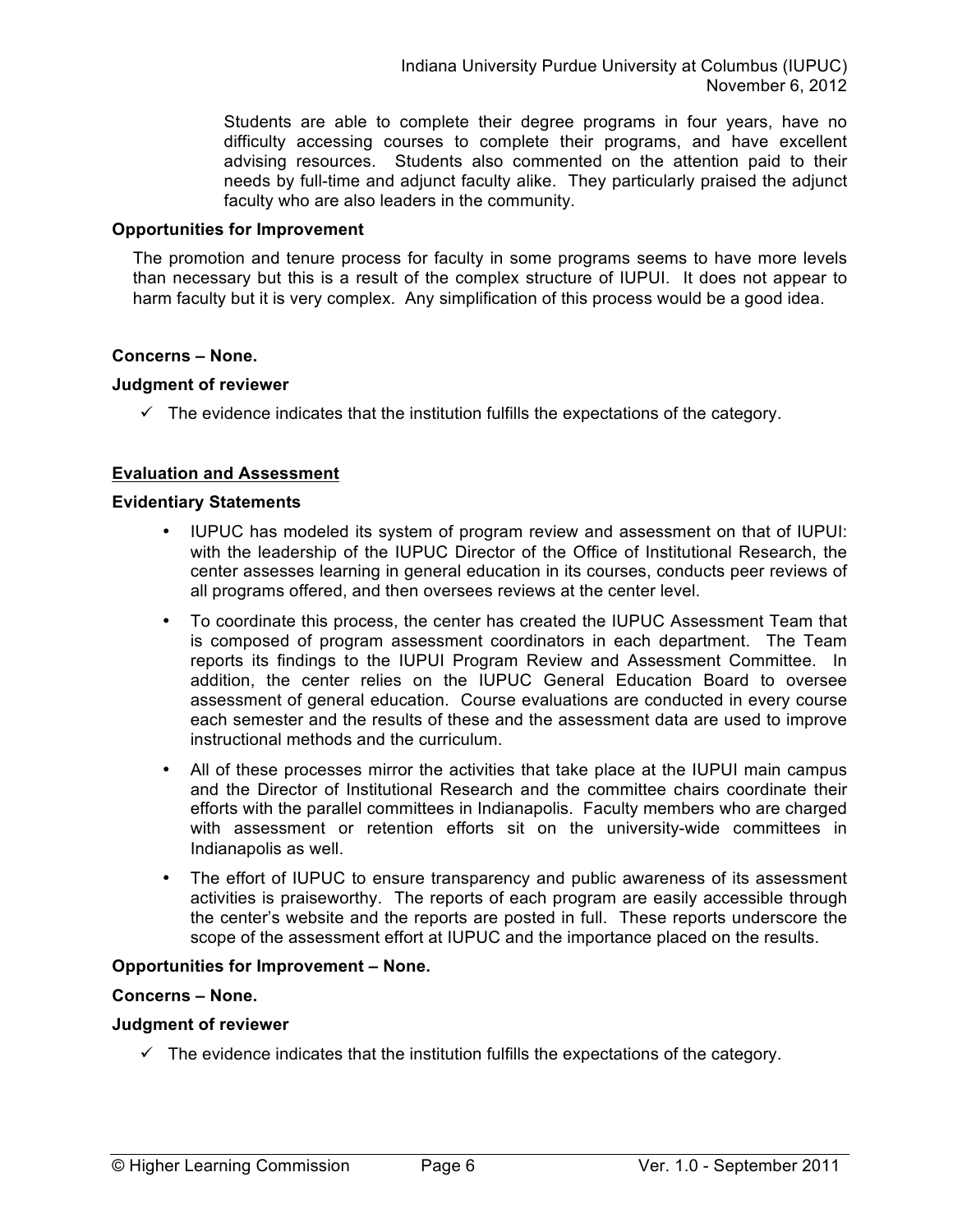Students are able to complete their degree programs in four years, have no difficulty accessing courses to complete their programs, and have excellent advising resources. Students also commented on the attention paid to their needs by full-time and adjunct faculty alike. They particularly praised the adjunct faculty who are also leaders in the community.

**Opportunities for Improvement**

The promotion and tenure process for faculty in some programs seems to have more levels than necessary but this is a result of the complex structure of IUPUI. It does not appear to harm faculty but it is very complex. Any simplification of this process would be a good idea.

**Concerns – None.**

**Judgment of reviewer**

✓ The evidence indicates that the institution fulfills the expectations of the category.

**Evaluation and Assessment**

**Evidentiary Statements**

- IUPUC has modeled its system of program review and assessment on that of IUPUI: with the leadership of the IUPUC Director of the Office of Institutional Research, the center assesses learning in general education in its courses, conducts peer reviews of all programs offered, and then oversees reviews at the center level.
- To coordinate this process, the center has created the IUPUC Assessment Team that is composed of program assessment coordinators in each department. The Team reports its findings to the IUPUI Program Review and Assessment Committee. In addition, the center relies on the IUPUC General Education Board to oversee assessment of general education. Course evaluations are conducted in every course each semester and the results of these and the assessment data are used to improve instructional methods and the curriculum.
- All of these processes mirror the activities that take place at the IUPUI main campus and the Director of Institutional Research and the committee chairs coordinate their efforts with the parallel committees in Indianapolis. Faculty members who are charged with assessment or retention efforts sit on the university-wide committees in Indianapolis as well.
- The effort of IUPUC to ensure transparency and public awareness of its assessment activities is praiseworthy. The reports of each program are easily accessible through the center's website and the reports are posted in full. These reports underscore the scope of the assessment effort at IUPUC and the importance placed on the results.

**Opportunities for Improvement – None.**

**Concerns – None.**

**Judgment of reviewer**

✓ The evidence indicates that the institution fulfills the expectations of the category.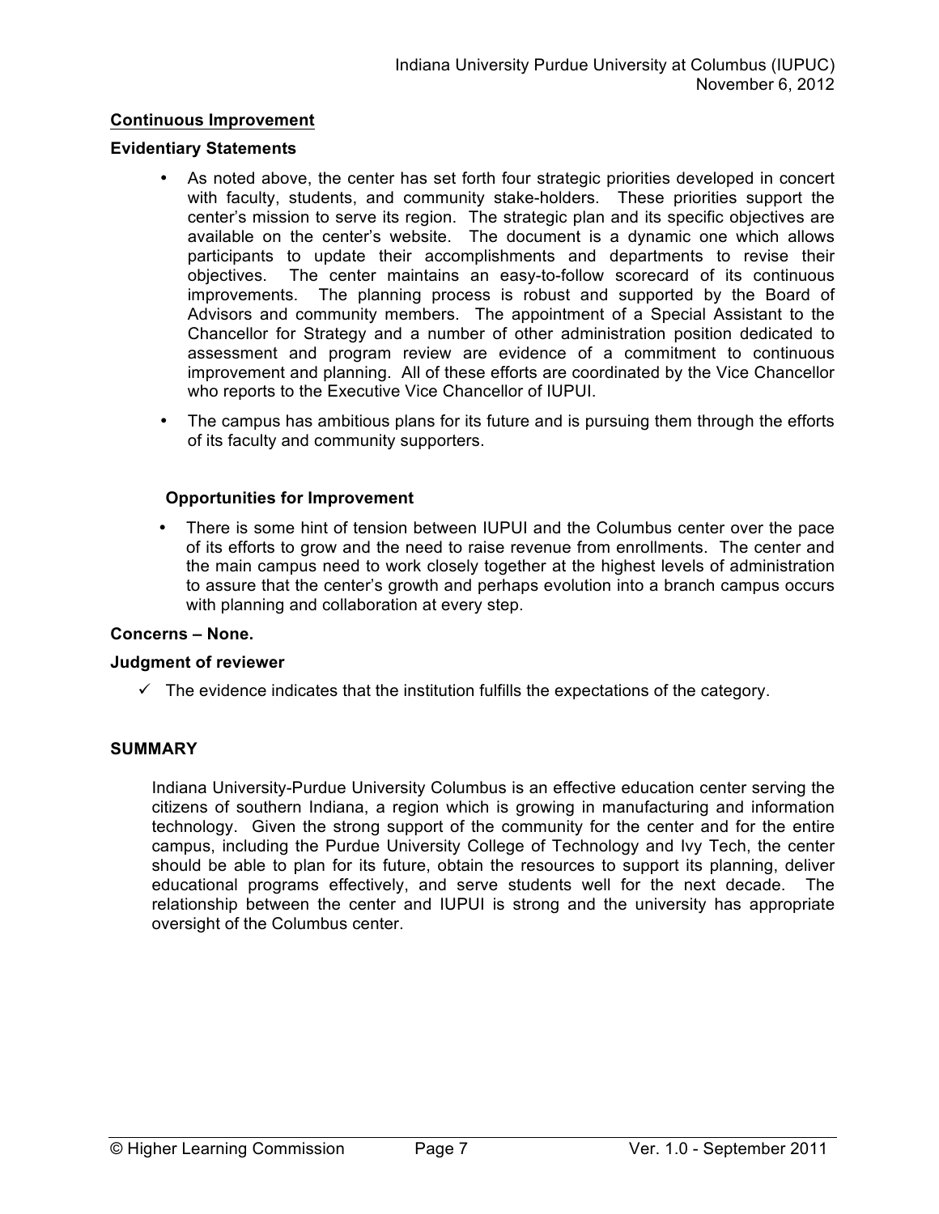**Continuous Improvement**

**Evidentiary Statements**

- As noted above, the center has set forth four strategic priorities developed in concert with faculty, students, and community stake-holders. These priorities support the center's mission to serve its region. The strategic plan and its specific objectives are available on the center's website. The document is a dynamic one which allows participants to update their accomplishments and departments to revise their objectives. The center maintains an easy-to-follow scorecard of its continuous improvements. The planning process is robust and supported by the Board of Advisors and community members. The appointment of a Special Assistant to the Chancellor for Strategy and a number of other administration position dedicated to assessment and program review are evidence of a commitment to continuous improvement and planning. All of these efforts are coordinated by the Vice Chancellor who reports to the Executive Vice Chancellor of IUPUI.
- The campus has ambitious plans for its future and is pursuing them through the efforts of its faculty and community supporters.

**Opportunities for Improvement**

- There is some hint of tension between IUPUI and the Columbus center over the pace of its efforts to grow and the need to raise revenue from enrollments. The center and the main campus need to work closely together at the highest levels of administration to assure that the center's growth and perhaps evolution into a branch campus occurs with planning and collaboration at every step.

**Concerns – None.**

**Judgment of reviewer**

- ✓ The evidence indicates that the institution fulfills the expectations of the category.

**SUMMARY**

Indiana University-Purdue University Columbus is an effective education center serving the citizens of southern Indiana, a region which is growing in manufacturing and information technology. Given the strong support of the community for the center and for the entire campus, including the Purdue University College of Technology and Ivy Tech, the center should be able to plan for its future, obtain the resources to support its planning, deliver educational programs effectively, and serve students well for the next decade. The relationship between the center and IUPUI is strong and the university has appropriate oversight of the Columbus center.